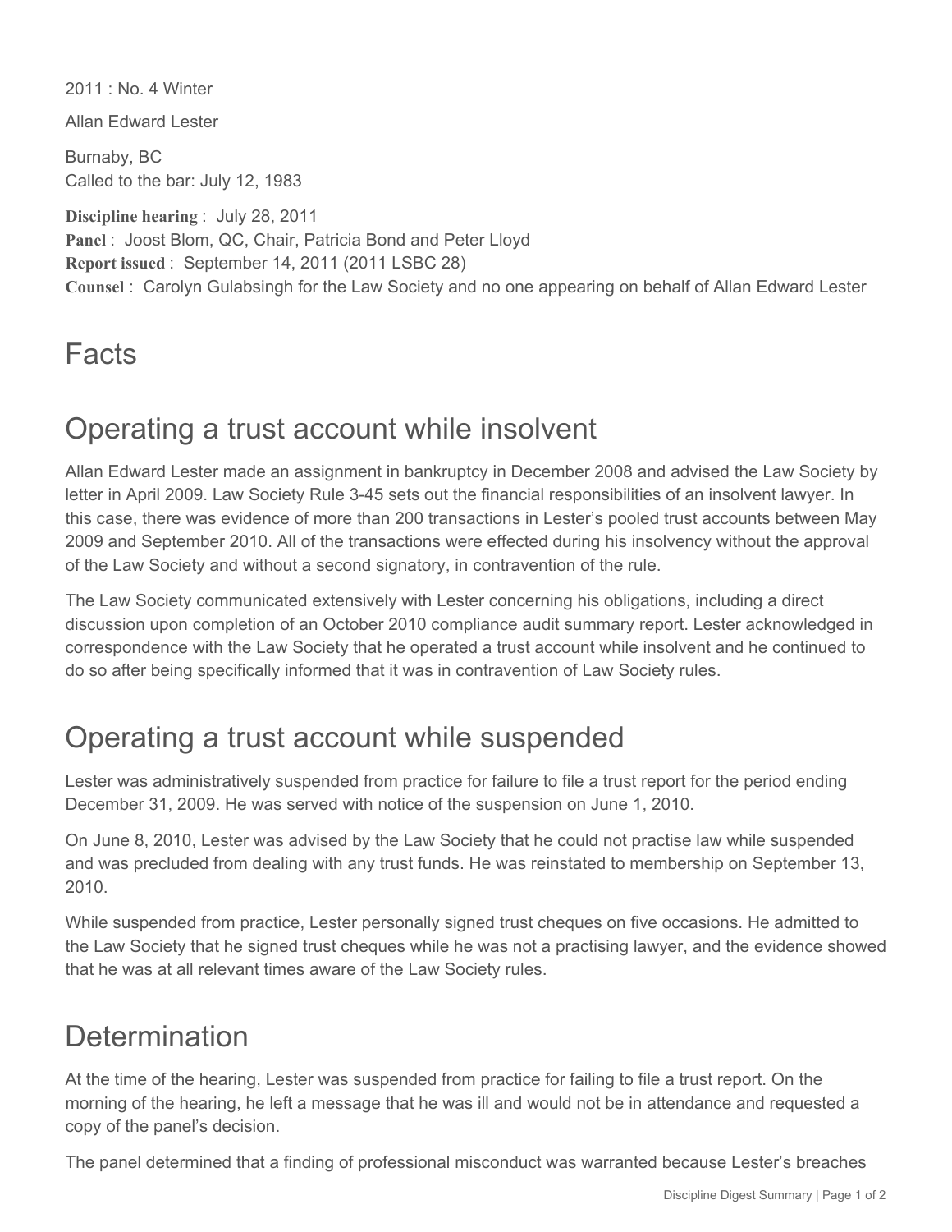2011 : No. 4 Winter

Allan Edward Lester

Burnaby, BC
Called to the bar: July 12, 1983

**Discipline hearing** : July 28, 2011
**Panel** : Joost Blom, QC, Chair, Patricia Bond and Peter Lloyd
**Report issued** : September 14, 2011 (2011 LSBC 28)
**Counsel** : Carolyn Gulabsingh for the Law Society and no one appearing on behalf of Allan Edward Lester

# Facts

## Operating a trust account while insolvent

Allan Edward Lester made an assignment in bankruptcy in December 2008 and advised the Law Society by letter in April 2009. Law Society Rule 3-45 sets out the financial responsibilities of an insolvent lawyer. In this case, there was evidence of more than 200 transactions in Lester's pooled trust accounts between May 2009 and September 2010. All of the transactions were effected during his insolvency without the approval of the Law Society and without a second signatory, in contravention of the rule.

The Law Society communicated extensively with Lester concerning his obligations, including a direct discussion upon completion of an October 2010 compliance audit summary report. Lester acknowledged in correspondence with the Law Society that he operated a trust account while insolvent and he continued to do so after being specifically informed that it was in contravention of Law Society rules.

## Operating a trust account while suspended

Lester was administratively suspended from practice for failure to file a trust report for the period ending December 31, 2009. He was served with notice of the suspension on June 1, 2010.

On June 8, 2010, Lester was advised by the Law Society that he could not practise law while suspended and was precluded from dealing with any trust funds. He was reinstated to membership on September 13, 2010.

While suspended from practice, Lester personally signed trust cheques on five occasions. He admitted to the Law Society that he signed trust cheques while he was not a practising lawyer, and the evidence showed that he was at all relevant times aware of the Law Society rules.

# Determination

At the time of the hearing, Lester was suspended from practice for failing to file a trust report. On the morning of the hearing, he left a message that he was ill and would not be in attendance and requested a copy of the panel's decision.

The panel determined that a finding of professional misconduct was warranted because Lester's breaches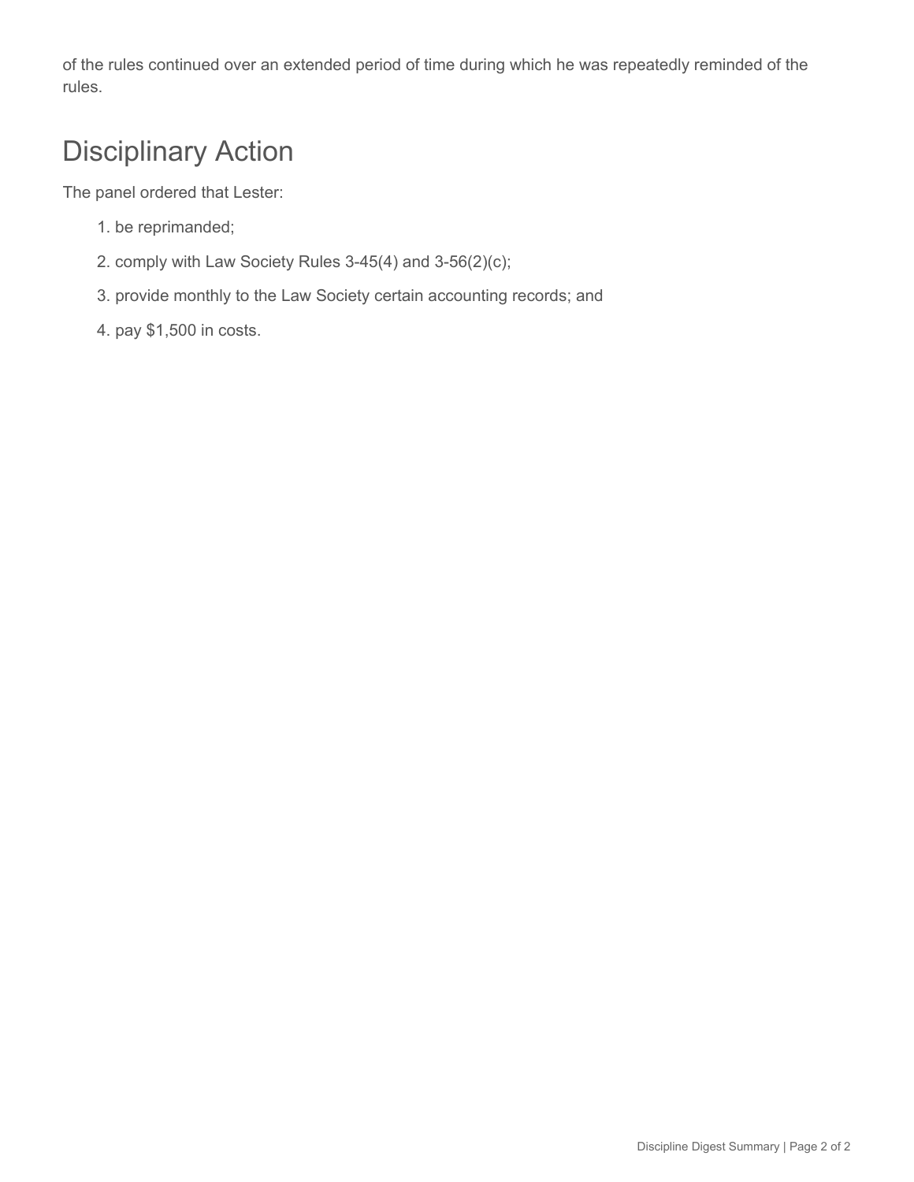of the rules continued over an extended period of time during which he was repeatedly reminded of the rules.

## Disciplinary Action

The panel ordered that Lester:

1. be reprimanded;
2. comply with Law Society Rules 3-45(4) and 3-56(2)(c);
3. provide monthly to the Law Society certain accounting records; and
4. pay $1,500 in costs.